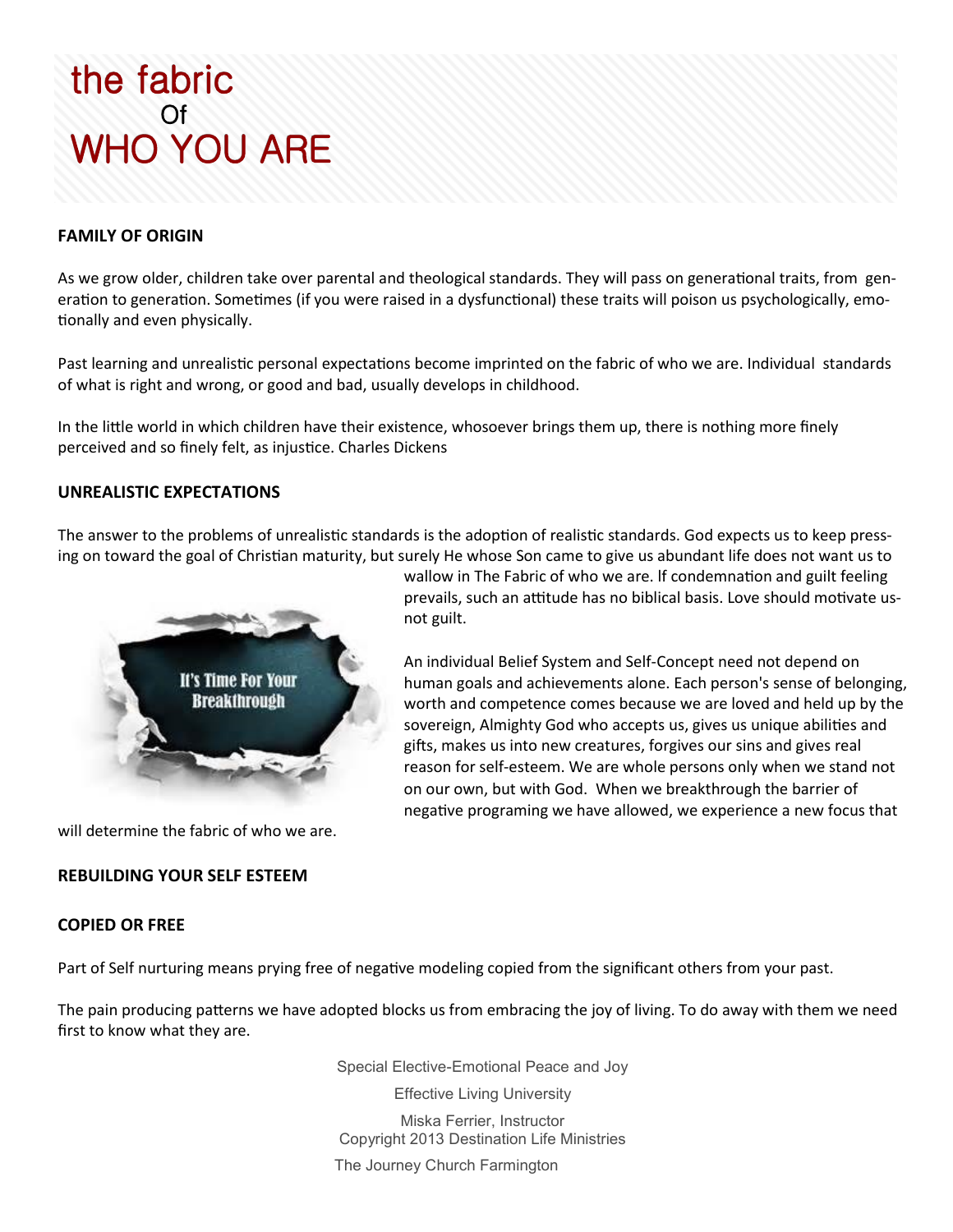# the fabric Of WHO YOU ARE

**FAMILY OF ORIGIN**

As we grow older, children take over parental and theological standards. They will pass on generational traits, from generation to generation. Sometimes (if you were raised in a dysfunctional) these traits will poison us psychologically, emotionally and even physically.

Past learning and unrealistic personal expectations become imprinted on the fabric of who we are. Individual standards of what is right and wrong, or good and bad, usually develops in childhood.

In the little world in which children have their existence, whosoever brings them up, there is nothing more finely perceived and so finely felt, as injustice. Charles Dickens

**UNREALISTIC EXPECTATIONS**

The answer to the problems of unrealistic standards is the adoption of realistic standards. God expects us to keep pressing on toward the goal of Christian maturity, but surely He whose Son came to give us abundant life does not want us to wallow in The Fabric of who we are. If condemnation and guilt feeling prevails, such an attitude has no biblical basis. Love should motivate us-not guilt.

An individual Belief System and Self-Concept need not depend on human goals and achievements alone. Each person's sense of belonging, worth and competence comes because we are loved and held up by the sovereign, Almighty God who accepts us, gives us unique abilities and gifts, makes us into new creatures, forgives our sins and gives real reason for self-esteem. We are whole persons only when we stand not on our own, but with God. When we breakthrough the barrier of negative programing we have allowed, we experience a new focus that will determine the fabric of who we are.

**REBUILDING YOUR SELF ESTEEM**

**COPIED OR FREE**

Part of Self nurturing means prying free of negative modeling copied from the significant others from your past.

The pain producing patterns we have adopted blocks us from embracing the joy of living. To do away with them we need first to know what they are.

Special Elective-Emotional Peace and Joy

Effective Living University

Miska Ferrier, Instructor
Copyright 2013 Destination Life Ministries

The Journey Church Farmington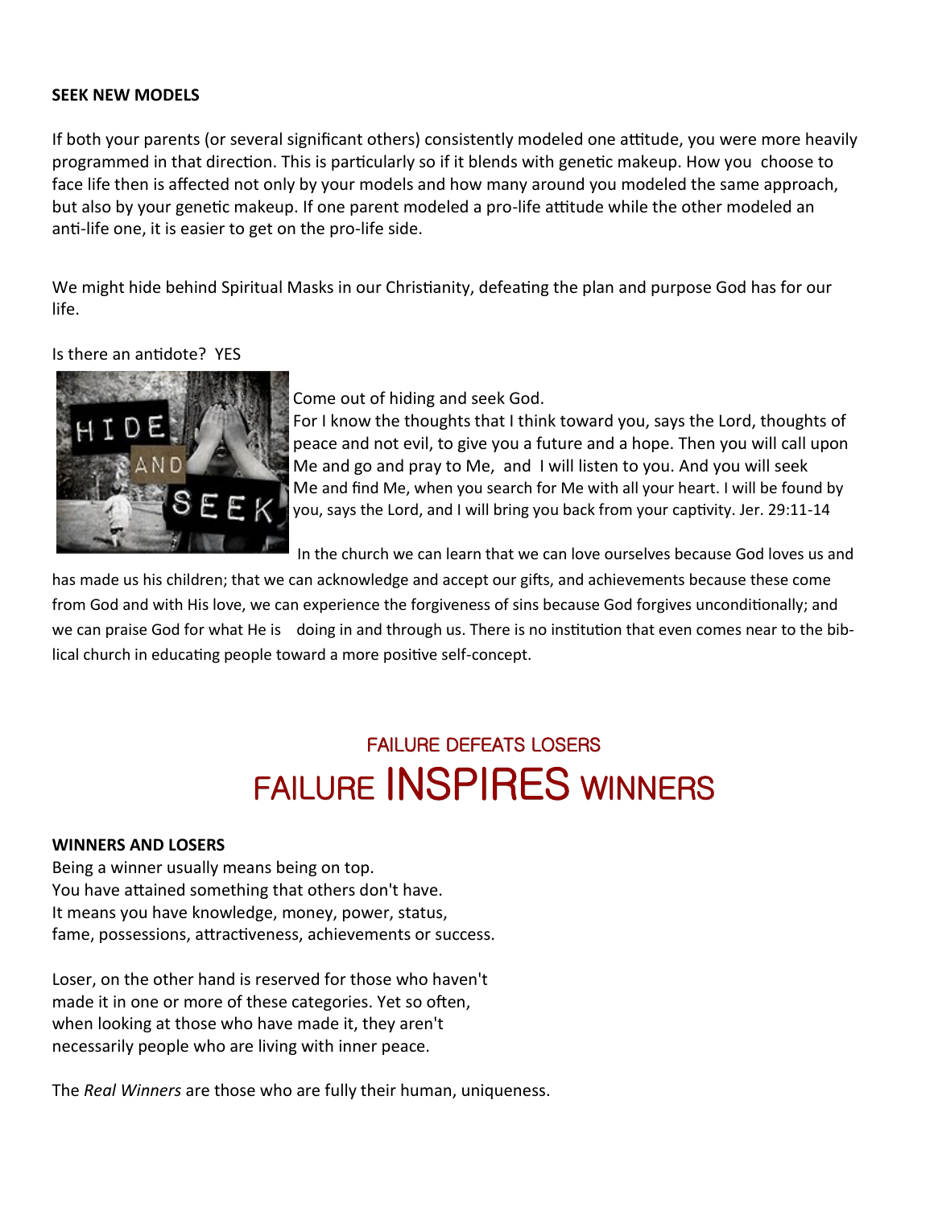**SEEK NEW MODELS**

If both your parents (or several significant others) consistently modeled one attitude, you were more heavily programmed in that direction. This is particularly so if it blends with genetic makeup. How you choose to face life then is affected not only by your models and how many around you modeled the same approach, but also by your genetic makeup. If one parent modeled a pro-life attitude while the other modeled an anti-life one, it is easier to get on the pro-life side.

We might hide behind Spiritual Masks in our Christianity, defeating the plan and purpose God has for our life.

Is there an antidote? YES

Come out of hiding and seek God.
For I know the thoughts that I think toward you, says the Lord, thoughts of peace and not evil, to give you a future and a hope. Then you will call upon Me and go and pray to Me, and I will listen to you. And you will seek Me and find Me, when you search for Me with all your heart. I will be found by you, says the Lord, and I will bring you back from your captivity. Jer. 29:11-14

In the church we can learn that we can love ourselves because God loves us and has made us his children; that we can acknowledge and accept our gifts, and achievements because these come from God and with His love, we can experience the forgiveness of sins because God forgives unconditionally; and we can praise God for what He is doing in and through us. There is no institution that even comes near to the biblical church in educating people toward a more positive self-concept.

## FAILURE DEFEATS LOSERS
# FAILURE INSPIRES WINNERS

**WINNERS AND LOSERS**

Being a winner usually means being on top.
You have attained something that others don't have.
It means you have knowledge, money, power, status,
fame, possessions, attractiveness, achievements or success.

Loser, on the other hand is reserved for those who haven't
made it in one or more of these categories. Yet so often,
when looking at those who have made it, they aren't
necessarily people who are living with inner peace.

The *Real Winners* are those who are fully their human, uniqueness.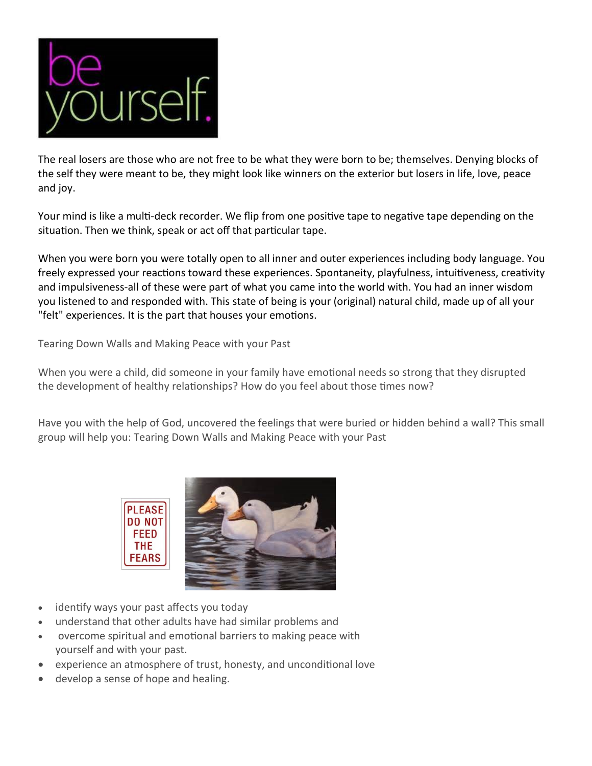The real losers are those who are not free to be what they were born to be; themselves. Denying blocks of the self they were meant to be, they might look like winners on the exterior but losers in life, love, peace and joy.

Your mind is like a multi-deck recorder. We flip from one positive tape to negative tape depending on the situation. Then we think, speak or act off that particular tape.

When you were born you were totally open to all inner and outer experiences including body language. You freely expressed your reactions toward these experiences. Spontaneity, playfulness, intuitiveness, creativity and impulsiveness-all of these were part of what you came into the world with. You had an inner wisdom you listened to and responded with. This state of being is your (original) natural child, made up of all your "felt" experiences. It is the part that houses your emotions.

Tearing Down Walls and Making Peace with your Past

When you were a child, did someone in your family have emotional needs so strong that they disrupted the development of healthy relationships? How do you feel about those times now?

Have you with the help of God, uncovered the feelings that were buried or hidden behind a wall? This small group will help you: Tearing Down Walls and Making Peace with your Past

- identify ways your past affects you today
- understand that other adults have had similar problems and
- overcome spiritual and emotional barriers to making peace with yourself and with your past.
- experience an atmosphere of trust, honesty, and unconditional love
- develop a sense of hope and healing.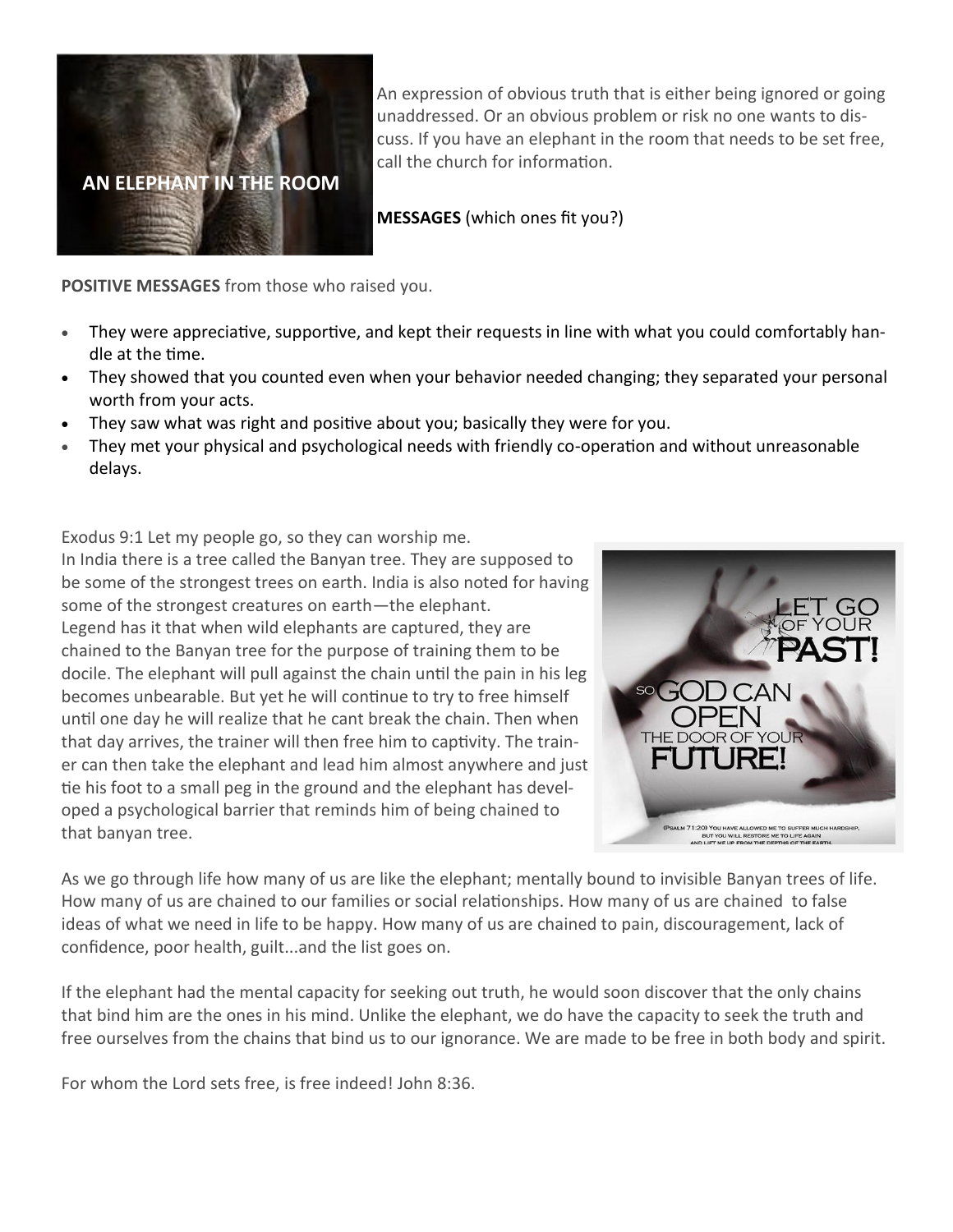**AN ELEPHANT IN THE ROOM**

An expression of obvious truth that is either being ignored or going unaddressed. Or an obvious problem or risk no one wants to discuss. If you have an elephant in the room that needs to be set free, call the church for information.

**MESSAGES** (which ones fit you?)

**POSITIVE MESSAGES** from those who raised you.

- They were appreciative, supportive, and kept their requests in line with what you could comfortably handle at the time.
- They showed that you counted even when your behavior needed changing; they separated your personal worth from your acts.
- They saw what was right and positive about you; basically they were for you.
- They met your physical and psychological needs with friendly co-operation and without unreasonable delays.

Exodus 9:1 Let my people go, so they can worship me.

In India there is a tree called the Banyan tree. They are supposed to be some of the strongest trees on earth. India is also noted for having some of the strongest creatures on earth—the elephant.

Legend has it that when wild elephants are captured, they are chained to the Banyan tree for the purpose of training them to be docile. The elephant will pull against the chain until the pain in his leg becomes unbearable. But yet he will continue to try to free himself until one day he will realize that he cant break the chain. Then when that day arrives, the trainer will then free him to captivity. The trainer can then take the elephant and lead him almost anywhere and just tie his foot to a small peg in the ground and the elephant has developed a psychological barrier that reminds him of being chained to that banyan tree.

LET GO OF YOUR PAST! SO GOD CAN OPEN THE DOOR OF YOUR FUTURE!

(Psalm 71:20) You have allowed me to suffer much hardship, but you will restore me to life again and lift me up from the depths of the earth.

As we go through life how many of us are like the elephant; mentally bound to invisible Banyan trees of life. How many of us are chained to our families or social relationships. How many of us are chained to false ideas of what we need in life to be happy. How many of us are chained to pain, discouragement, lack of confidence, poor health, guilt...and the list goes on.

If the elephant had the mental capacity for seeking out truth, he would soon discover that the only chains that bind him are the ones in his mind. Unlike the elephant, we do have the capacity to seek the truth and free ourselves from the chains that bind us to our ignorance. We are made to be free in both body and spirit.

For whom the Lord sets free, is free indeed! John 8:36.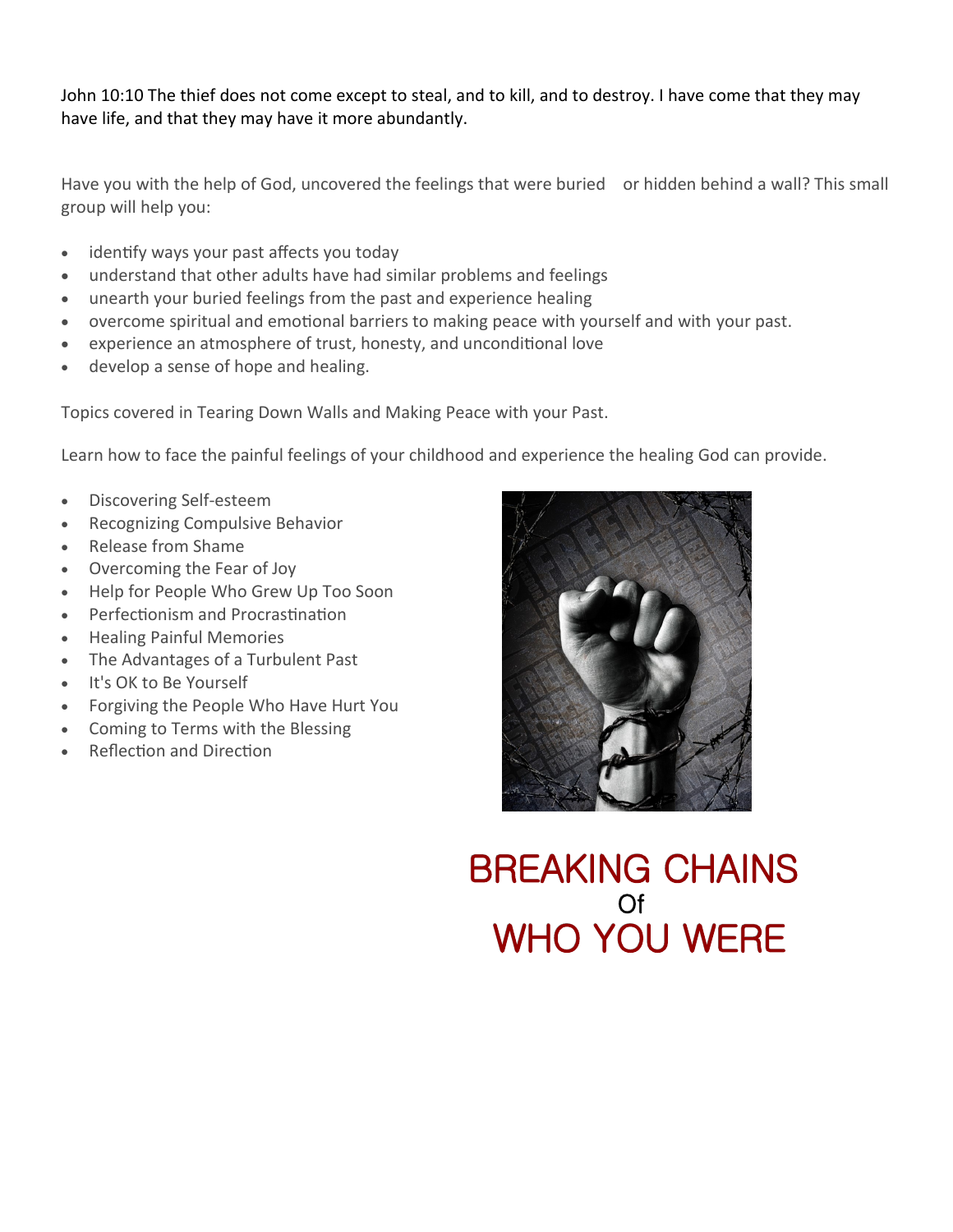John 10:10 The thief does not come except to steal, and to kill, and to destroy. I have come that they may have life, and that they may have it more abundantly.

Have you with the help of God, uncovered the feelings that were buried or hidden behind a wall? This small group will help you:

- identify ways your past affects you today
- understand that other adults have had similar problems and feelings
- unearth your buried feelings from the past and experience healing
- overcome spiritual and emotional barriers to making peace with yourself and with your past.
- experience an atmosphere of trust, honesty, and unconditional love
- develop a sense of hope and healing.

Topics covered in Tearing Down Walls and Making Peace with your Past.

Learn how to face the painful feelings of your childhood and experience the healing God can provide.

- Discovering Self-esteem
- Recognizing Compulsive Behavior
- Release from Shame
- Overcoming the Fear of Joy
- Help for People Who Grew Up Too Soon
- Perfectionism and Procrastination
- Healing Painful Memories
- The Advantages of a Turbulent Past
- It's OK to Be Yourself
- Forgiving the People Who Have Hurt You
- Coming to Terms with the Blessing
- Reflection and Direction

# BREAKING CHAINS
Of
# WHO YOU WERE